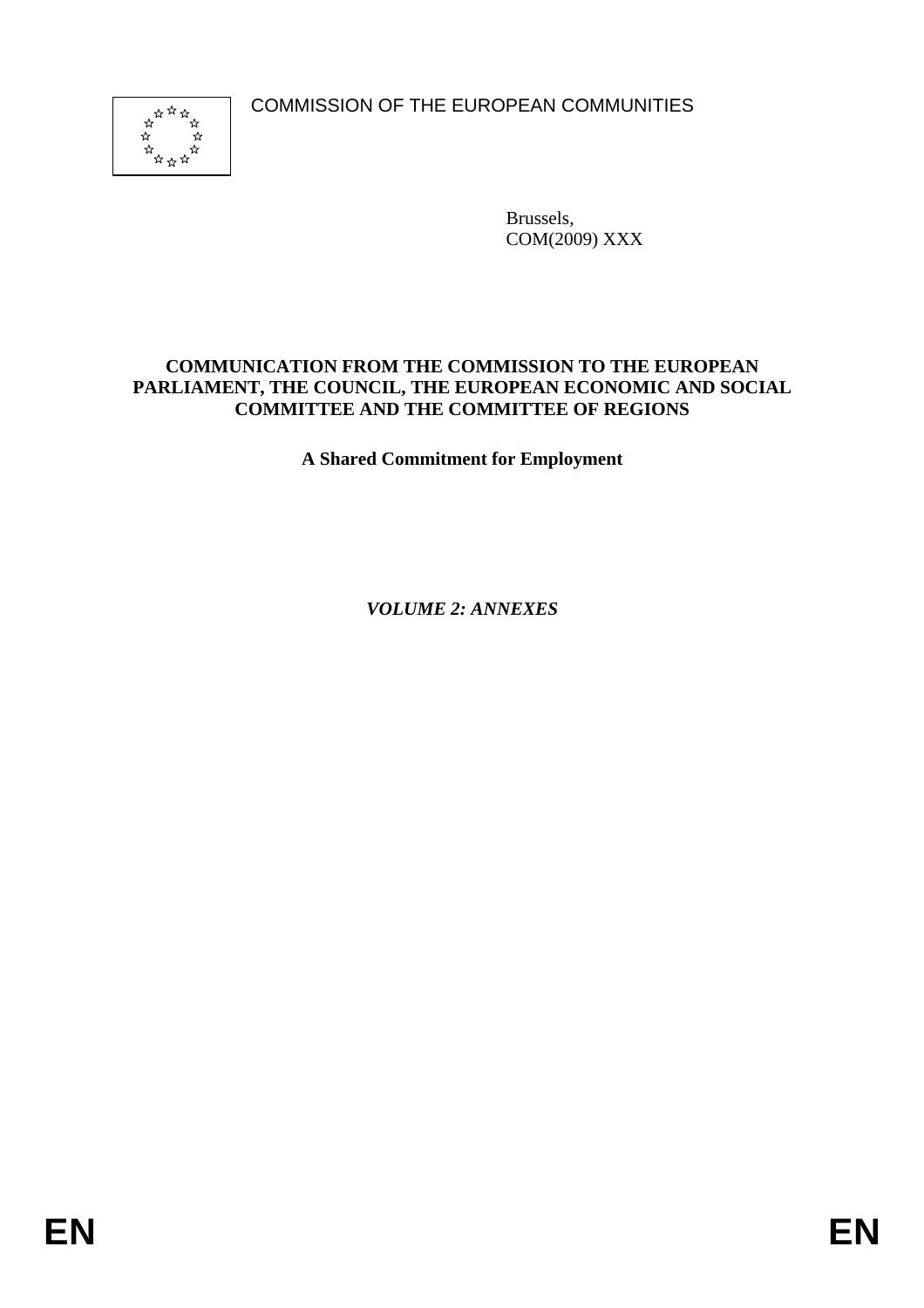COMMISSION OF THE EUROPEAN COMMUNITIES

Brussels,
COM(2009) XXX

**COMMUNICATION FROM THE COMMISSION TO THE EUROPEAN PARLIAMENT, THE COUNCIL, THE EUROPEAN ECONOMIC AND SOCIAL COMMITTEE AND THE COMMITTEE OF REGIONS**

**A Shared Commitment for Employment**

***VOLUME 2: ANNEXES***

**EN**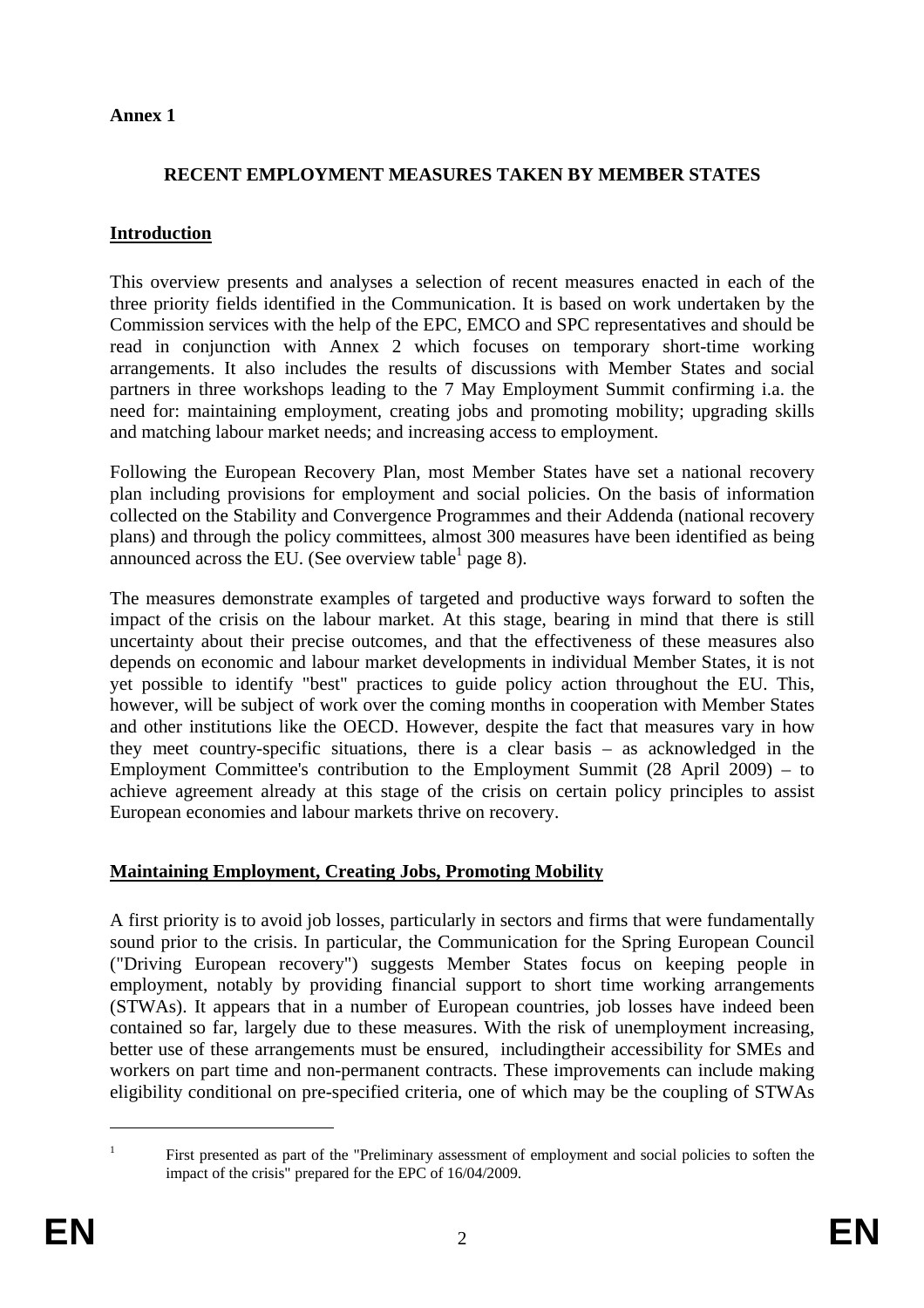**Annex 1**

## RECENT EMPLOYMENT MEASURES TAKEN BY MEMBER STATES

### Introduction

This overview presents and analyses a selection of recent measures enacted in each of the three priority fields identified in the Communication. It is based on work undertaken by the Commission services with the help of the EPC, EMCO and SPC representatives and should be read in conjunction with Annex 2 which focuses on temporary short-time working arrangements. It also includes the results of discussions with Member States and social partners in three workshops leading to the 7 May Employment Summit confirming i.a. the need for: maintaining employment, creating jobs and promoting mobility; upgrading skills and matching labour market needs; and increasing access to employment.

Following the European Recovery Plan, most Member States have set a national recovery plan including provisions for employment and social policies. On the basis of information collected on the Stability and Convergence Programmes and their Addenda (national recovery plans) and through the policy committees, almost 300 measures have been identified as being announced across the EU. (See overview table[1] page 8).

The measures demonstrate examples of targeted and productive ways forward to soften the impact of the crisis on the labour market. At this stage, bearing in mind that there is still uncertainty about their precise outcomes, and that the effectiveness of these measures also depends on economic and labour market developments in individual Member States, it is not yet possible to identify "best" practices to guide policy action throughout the EU. This, however, will be subject of work over the coming months in cooperation with Member States and other institutions like the OECD. However, despite the fact that measures vary in how they meet country-specific situations, there is a clear basis – as acknowledged in the Employment Committee's contribution to the Employment Summit (28 April 2009) – to achieve agreement already at this stage of the crisis on certain policy principles to assist European economies and labour markets thrive on recovery.

### Maintaining Employment, Creating Jobs, Promoting Mobility

A first priority is to avoid job losses, particularly in sectors and firms that were fundamentally sound prior to the crisis. In particular, the Communication for the Spring European Council ("Driving European recovery") suggests Member States focus on keeping people in employment, notably by providing financial support to short time working arrangements (STWAs). It appears that in a number of European countries, job losses have indeed been contained so far, largely due to these measures. With the risk of unemployment increasing, better use of these arrangements must be ensured, includingtheir accessibility for SMEs and workers on part time and non-permanent contracts. These improvements can include making eligibility conditional on pre-specified criteria, one of which may be the coupling of STWAs

[1] First presented as part of the "Preliminary assessment of employment and social policies to soften the impact of the crisis" prepared for the EPC of 16/04/2009.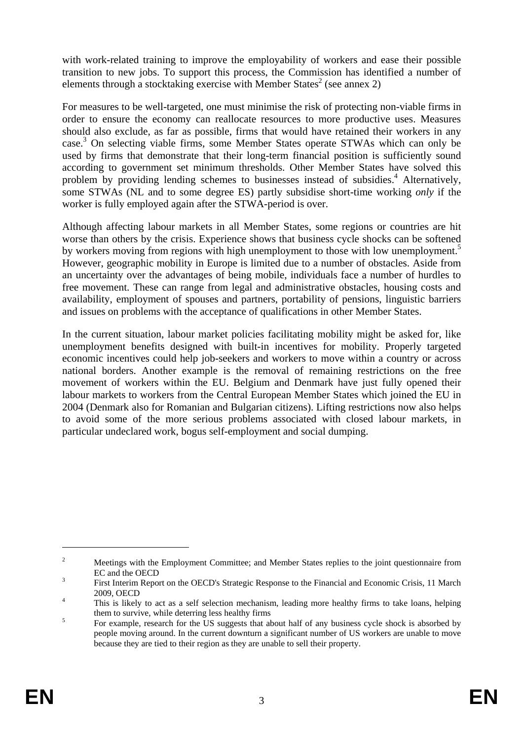with work-related training to improve the employability of workers and ease their possible transition to new jobs. To support this process, the Commission has identified a number of elements through a stocktaking exercise with Member States[2] (see annex 2)

For measures to be well-targeted, one must minimise the risk of protecting non-viable firms in order to ensure the economy can reallocate resources to more productive uses. Measures should also exclude, as far as possible, firms that would have retained their workers in any case.[3] On selecting viable firms, some Member States operate STWAs which can only be used by firms that demonstrate that their long-term financial position is sufficiently sound according to government set minimum thresholds. Other Member States have solved this problem by providing lending schemes to businesses instead of subsidies.[4] Alternatively, some STWAs (NL and to some degree ES) partly subsidise short-time working *only* if the worker is fully employed again after the STWA-period is over.

Although affecting labour markets in all Member States, some regions or countries are hit worse than others by the crisis. Experience shows that business cycle shocks can be softened by workers moving from regions with high unemployment to those with low unemployment.[5] However, geographic mobility in Europe is limited due to a number of obstacles. Aside from an uncertainty over the advantages of being mobile, individuals face a number of hurdles to free movement. These can range from legal and administrative obstacles, housing costs and availability, employment of spouses and partners, portability of pensions, linguistic barriers and issues on problems with the acceptance of qualifications in other Member States.

In the current situation, labour market policies facilitating mobility might be asked for, like unemployment benefits designed with built-in incentives for mobility. Properly targeted economic incentives could help job-seekers and workers to move within a country or across national borders. Another example is the removal of remaining restrictions on the free movement of workers within the EU. Belgium and Denmark have just fully opened their labour markets to workers from the Central European Member States which joined the EU in 2004 (Denmark also for Romanian and Bulgarian citizens). Lifting restrictions now also helps to avoid some of the more serious problems associated with closed labour markets, in particular undeclared work, bogus self-employment and social dumping.

---

[2] Meetings with the Employment Committee; and Member States replies to the joint questionnaire from EC and the OECD

[3] First Interim Report on the OECD's Strategic Response to the Financial and Economic Crisis, 11 March 2009, OECD

[4] This is likely to act as a self selection mechanism, leading more healthy firms to take loans, helping them to survive, while deterring less healthy firms

[5] For example, research for the US suggests that about half of any business cycle shock is absorbed by people moving around. In the current downturn a significant number of US workers are unable to move because they are tied to their region as they are unable to sell their property.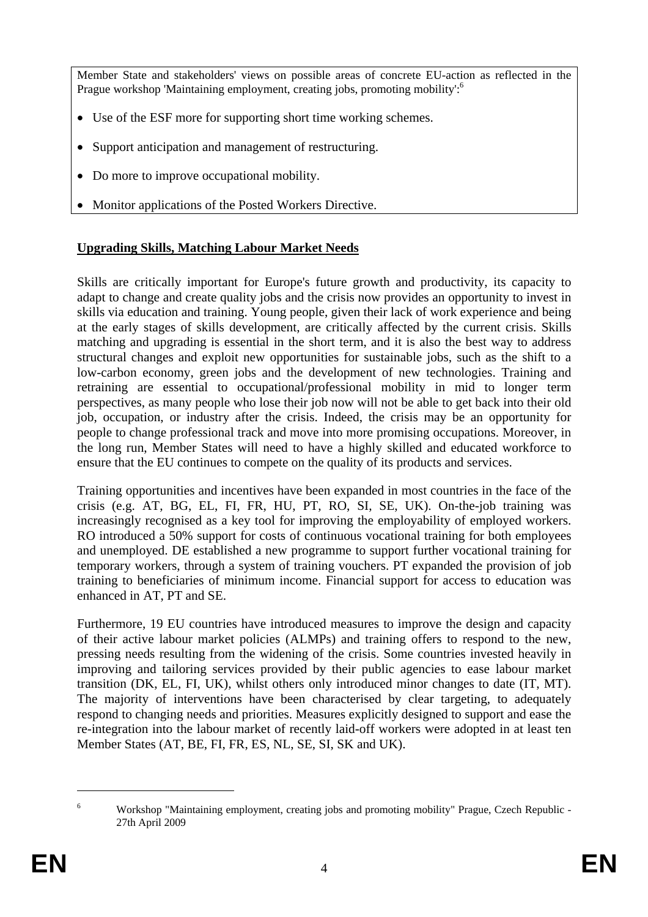Member State and stakeholders' views on possible areas of concrete EU-action as reflected in the Prague workshop 'Maintaining employment, creating jobs, promoting mobility':[6]

- Use of the ESF more for supporting short time working schemes.
- Support anticipation and management of restructuring.
- Do more to improve occupational mobility.
- Monitor applications of the Posted Workers Directive.

**Upgrading Skills, Matching Labour Market Needs**

Skills are critically important for Europe's future growth and productivity, its capacity to adapt to change and create quality jobs and the crisis now provides an opportunity to invest in skills via education and training. Young people, given their lack of work experience and being at the early stages of skills development, are critically affected by the current crisis. Skills matching and upgrading is essential in the short term, and it is also the best way to address structural changes and exploit new opportunities for sustainable jobs, such as the shift to a low-carbon economy, green jobs and the development of new technologies. Training and retraining are essential to occupational/professional mobility in mid to longer term perspectives, as many people who lose their job now will not be able to get back into their old job, occupation, or industry after the crisis. Indeed, the crisis may be an opportunity for people to change professional track and move into more promising occupations. Moreover, in the long run, Member States will need to have a highly skilled and educated workforce to ensure that the EU continues to compete on the quality of its products and services.

Training opportunities and incentives have been expanded in most countries in the face of the crisis (e.g. AT, BG, EL, FI, FR, HU, PT, RO, SI, SE, UK). On-the-job training was increasingly recognised as a key tool for improving the employability of employed workers. RO introduced a 50% support for costs of continuous vocational training for both employees and unemployed. DE established a new programme to support further vocational training for temporary workers, through a system of training vouchers. PT expanded the provision of job training to beneficiaries of minimum income. Financial support for access to education was enhanced in AT, PT and SE.

Furthermore, 19 EU countries have introduced measures to improve the design and capacity of their active labour market policies (ALMPs) and training offers to respond to the new, pressing needs resulting from the widening of the crisis. Some countries invested heavily in improving and tailoring services provided by their public agencies to ease labour market transition (DK, EL, FI, UK), whilst others only introduced minor changes to date (IT, MT). The majority of interventions have been characterised by clear targeting, to adequately respond to changing needs and priorities. Measures explicitly designed to support and ease the re-integration into the labour market of recently laid-off workers were adopted in at least ten Member States (AT, BE, FI, FR, ES, NL, SE, SI, SK and UK).

[6] Workshop "Maintaining employment, creating jobs and promoting mobility" Prague, Czech Republic - 27th April 2009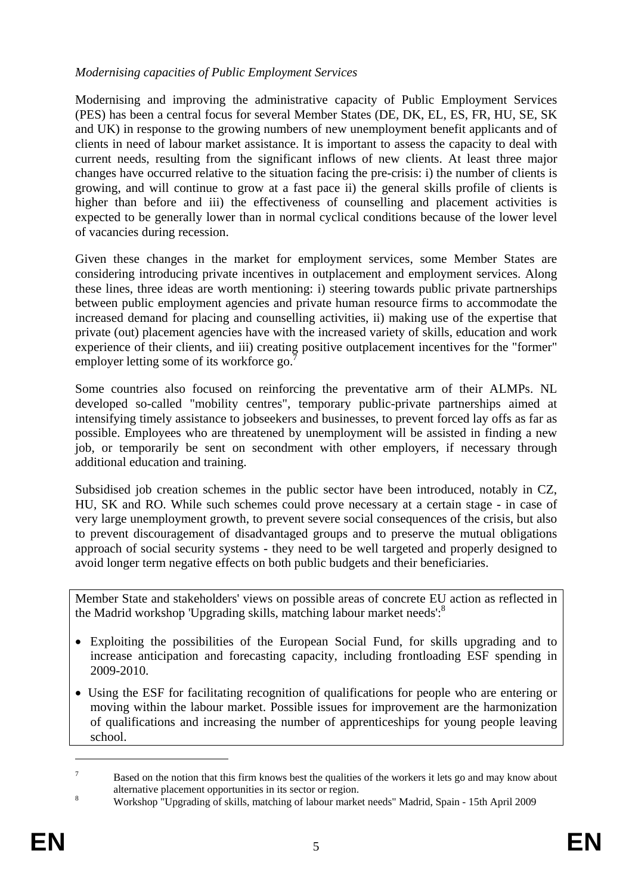*Modernising capacities of Public Employment Services*

Modernising and improving the administrative capacity of Public Employment Services (PES) has been a central focus for several Member States (DE, DK, EL, ES, FR, HU, SE, SK and UK) in response to the growing numbers of new unemployment benefit applicants and of clients in need of labour market assistance. It is important to assess the capacity to deal with current needs, resulting from the significant inflows of new clients. At least three major changes have occurred relative to the situation facing the pre-crisis: i) the number of clients is growing, and will continue to grow at a fast pace ii) the general skills profile of clients is higher than before and iii) the effectiveness of counselling and placement activities is expected to be generally lower than in normal cyclical conditions because of the lower level of vacancies during recession.

Given these changes in the market for employment services, some Member States are considering introducing private incentives in outplacement and employment services. Along these lines, three ideas are worth mentioning: i) steering towards public private partnerships between public employment agencies and private human resource firms to accommodate the increased demand for placing and counselling activities, ii) making use of the expertise that private (out) placement agencies have with the increased variety of skills, education and work experience of their clients, and iii) creating positive outplacement incentives for the "former" employer letting some of its workforce go.[7]

Some countries also focused on reinforcing the preventative arm of their ALMPs. NL developed so-called "mobility centres", temporary public-private partnerships aimed at intensifying timely assistance to jobseekers and businesses, to prevent forced lay offs as far as possible. Employees who are threatened by unemployment will be assisted in finding a new job, or temporarily be sent on secondment with other employers, if necessary through additional education and training.

Subsidised job creation schemes in the public sector have been introduced, notably in CZ, HU, SK and RO. While such schemes could prove necessary at a certain stage - in case of very large unemployment growth, to prevent severe social consequences of the crisis, but also to prevent discouragement of disadvantaged groups and to preserve the mutual obligations approach of social security systems - they need to be well targeted and properly designed to avoid longer term negative effects on both public budgets and their beneficiaries.

Member State and stakeholders' views on possible areas of concrete EU action as reflected in the Madrid workshop 'Upgrading skills, matching labour market needs':[8]

- Exploiting the possibilities of the European Social Fund, for skills upgrading and to increase anticipation and forecasting capacity, including frontloading ESF spending in 2009-2010.
- Using the ESF for facilitating recognition of qualifications for people who are entering or moving within the labour market. Possible issues for improvement are the harmonization of qualifications and increasing the number of apprenticeships for young people leaving school.

---

[7] Based on the notion that this firm knows best the qualities of the workers it lets go and may know about alternative placement opportunities in its sector or region.

[8] Workshop "Upgrading of skills, matching of labour market needs" Madrid, Spain - 15th April 2009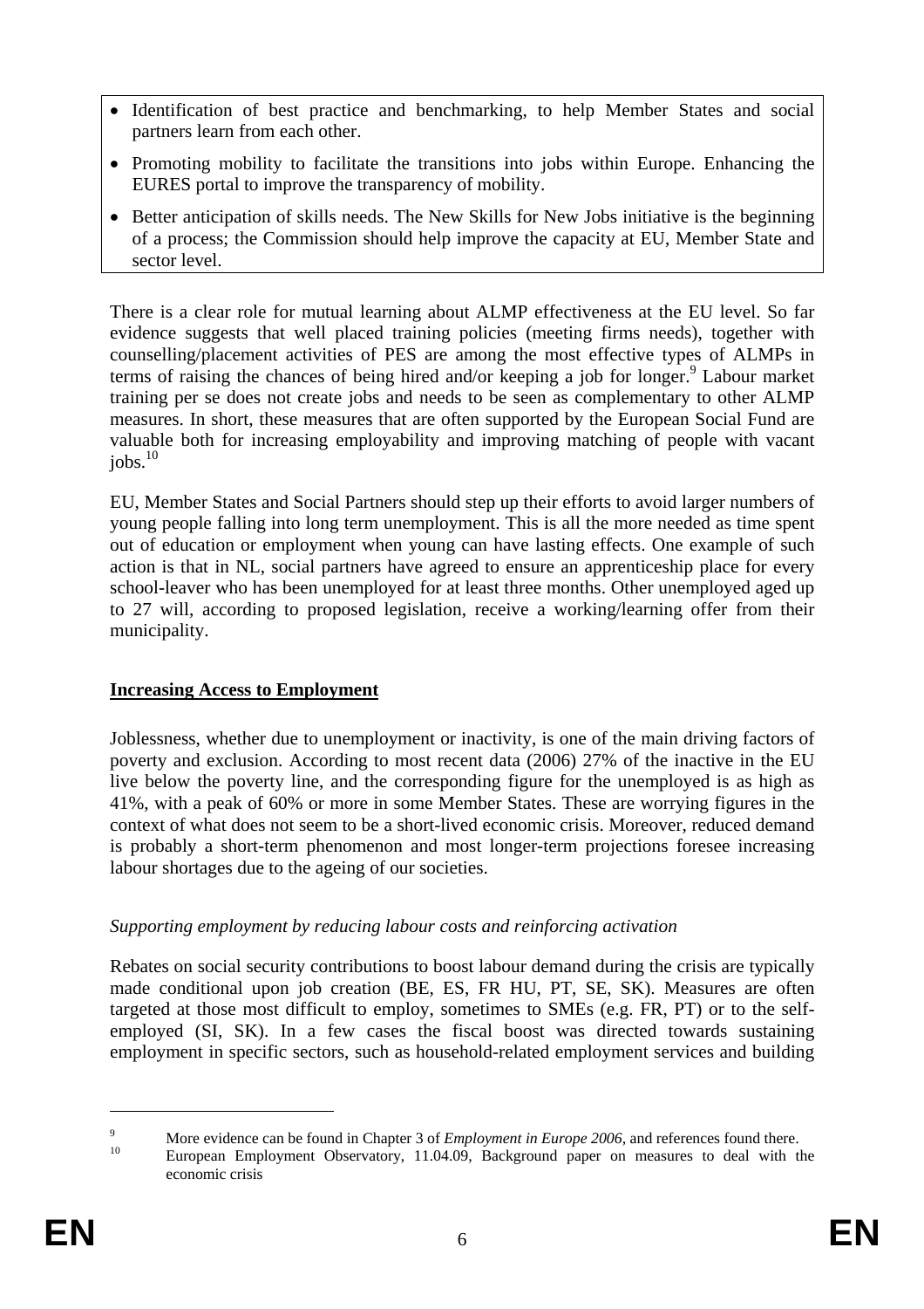- Identification of best practice and benchmarking, to help Member States and social partners learn from each other.
- Promoting mobility to facilitate the transitions into jobs within Europe. Enhancing the EURES portal to improve the transparency of mobility.
- Better anticipation of skills needs. The New Skills for New Jobs initiative is the beginning of a process; the Commission should help improve the capacity at EU, Member State and sector level.

There is a clear role for mutual learning about ALMP effectiveness at the EU level. So far evidence suggests that well placed training policies (meeting firms needs), together with counselling/placement activities of PES are among the most effective types of ALMPs in terms of raising the chances of being hired and/or keeping a job for longer.[9] Labour market training per se does not create jobs and needs to be seen as complementary to other ALMP measures. In short, these measures that are often supported by the European Social Fund are valuable both for increasing employability and improving matching of people with vacant jobs.[10]

EU, Member States and Social Partners should step up their efforts to avoid larger numbers of young people falling into long term unemployment. This is all the more needed as time spent out of education or employment when young can have lasting effects. One example of such action is that in NL, social partners have agreed to ensure an apprenticeship place for every school-leaver who has been unemployed for at least three months. Other unemployed aged up to 27 will, according to proposed legislation, receive a working/learning offer from their municipality.

## Increasing Access to Employment

Joblessness, whether due to unemployment or inactivity, is one of the main driving factors of poverty and exclusion. According to most recent data (2006) 27% of the inactive in the EU live below the poverty line, and the corresponding figure for the unemployed is as high as 41%, with a peak of 60% or more in some Member States. These are worrying figures in the context of what does not seem to be a short-lived economic crisis. Moreover, reduced demand is probably a short-term phenomenon and most longer-term projections foresee increasing labour shortages due to the ageing of our societies.

*Supporting employment by reducing labour costs and reinforcing activation*

Rebates on social security contributions to boost labour demand during the crisis are typically made conditional upon job creation (BE, ES, FR HU, PT, SE, SK). Measures are often targeted at those most difficult to employ, sometimes to SMEs (e.g. FR, PT) or to the self-employed (SI, SK). In a few cases the fiscal boost was directed towards sustaining employment in specific sectors, such as household-related employment services and building

---

[9] More evidence can be found in Chapter 3 of *Employment in Europe 2006*, and references found there.

[10] European Employment Observatory, 11.04.09, Background paper on measures to deal with the economic crisis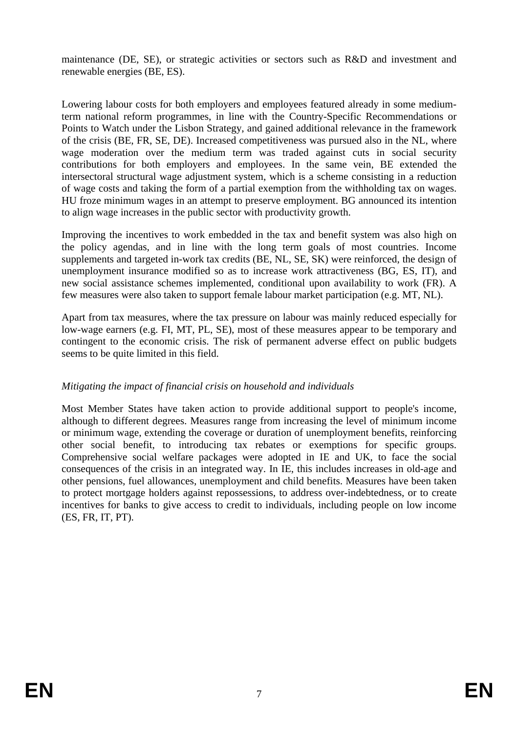maintenance (DE, SE), or strategic activities or sectors such as R&D and investment and renewable energies (BE, ES).

Lowering labour costs for both employers and employees featured already in some medium-term national reform programmes, in line with the Country-Specific Recommendations or Points to Watch under the Lisbon Strategy, and gained additional relevance in the framework of the crisis (BE, FR, SE, DE). Increased competitiveness was pursued also in the NL, where wage moderation over the medium term was traded against cuts in social security contributions for both employers and employees. In the same vein, BE extended the intersectoral structural wage adjustment system, which is a scheme consisting in a reduction of wage costs and taking the form of a partial exemption from the withholding tax on wages. HU froze minimum wages in an attempt to preserve employment. BG announced its intention to align wage increases in the public sector with productivity growth.

Improving the incentives to work embedded in the tax and benefit system was also high on the policy agendas, and in line with the long term goals of most countries. Income supplements and targeted in-work tax credits (BE, NL, SE, SK) were reinforced, the design of unemployment insurance modified so as to increase work attractiveness (BG, ES, IT), and new social assistance schemes implemented, conditional upon availability to work (FR). A few measures were also taken to support female labour market participation (e.g. MT, NL).

Apart from tax measures, where the tax pressure on labour was mainly reduced especially for low-wage earners (e.g. FI, MT, PL, SE), most of these measures appear to be temporary and contingent to the economic crisis. The risk of permanent adverse effect on public budgets seems to be quite limited in this field.

*Mitigating the impact of financial crisis on household and individuals*

Most Member States have taken action to provide additional support to people's income, although to different degrees. Measures range from increasing the level of minimum income or minimum wage, extending the coverage or duration of unemployment benefits, reinforcing other social benefit, to introducing tax rebates or exemptions for specific groups. Comprehensive social welfare packages were adopted in IE and UK, to face the social consequences of the crisis in an integrated way. In IE, this includes increases in old-age and other pensions, fuel allowances, unemployment and child benefits. Measures have been taken to protect mortgage holders against repossessions, to address over-indebtedness, or to create incentives for banks to give access to credit to individuals, including people on low income (ES, FR, IT, PT).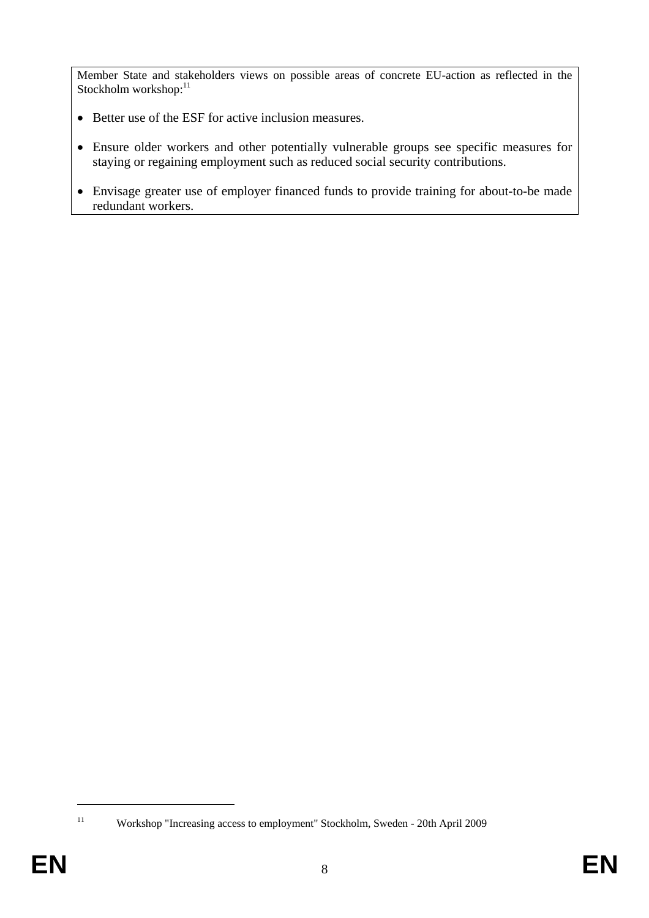Member State and stakeholders views on possible areas of concrete EU-action as reflected in the Stockholm workshop:[11]

- Better use of the ESF for active inclusion measures.
- Ensure older workers and other potentially vulnerable groups see specific measures for staying or regaining employment such as reduced social security contributions.
- Envisage greater use of employer financed funds to provide training for about-to-be made redundant workers.

[11] Workshop "Increasing access to employment" Stockholm, Sweden - 20th April 2009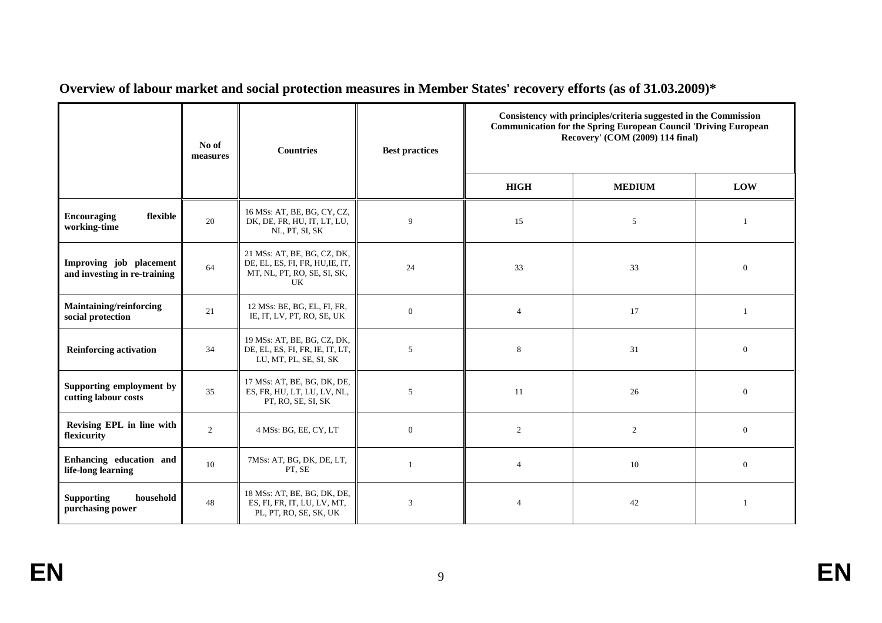**Overview of labour market and social protection measures in Member States' recovery efforts (as of 31.03.2009)***

| | No of measures | Countries | Best practices | Consistency with principles/criteria suggested in the Commission Communication for the Spring European Council 'Driving European Recovery' (COM (2009) 114 final) | | |
|---|---|---|---|---|---|---|
| | | | | HIGH | MEDIUM | LOW |
| **Encouraging flexible working-time** | 20 | 16 MSs: AT, BE, BG, CY, CZ, DK, DE, FR, HU, IT, LT, LU, NL, PT, SI, SK | 9 | 15 | 5 | 1 |
| **Improving job placement and investing in re-training** | 64 | 21 MSs: AT, BE, BG, CZ, DK, DE, EL, ES, FI, FR, HU,IE, IT, MT, NL, PT, RO, SE, SI, SK, UK | 24 | 33 | 33 | 0 |
| **Maintaining/reinforcing social protection** | 21 | 12 MSs: BE, BG, EL, FI, FR, IE, IT, LV, PT, RO, SE, UK | 0 | 4 | 17 | 1 |
| **Reinforcing activation** | 34 | 19 MSs: AT, BE, BG, CZ, DK, DE, EL, ES, FI, FR, IE, IT, LT, LU, MT, PL, SE, SI, SK | 5 | 8 | 31 | 0 |
| **Supporting employment by cutting labour costs** | 35 | 17 MSs: AT, BE, BG, DK, DE, ES, FR, HU, LT, LU, LV, NL, PT, RO, SE, SI, SK | 5 | 11 | 26 | 0 |
| **Revising EPL in line with flexicurity** | 2 | 4 MSs: BG, EE, CY, LT | 0 | 2 | 2 | 0 |
| **Enhancing education and life-long learning** | 10 | 7MSs: AT, BG, DK, DE, LT, PT, SE | 1 | 4 | 10 | 0 |
| **Supporting household purchasing power** | 48 | 18 MSs: AT, BE, BG, DK, DE, ES, FI, FR, IT, LU, LV, MT, PL, PT, RO, SE, SK, UK | 3 | 4 | 42 | 1 |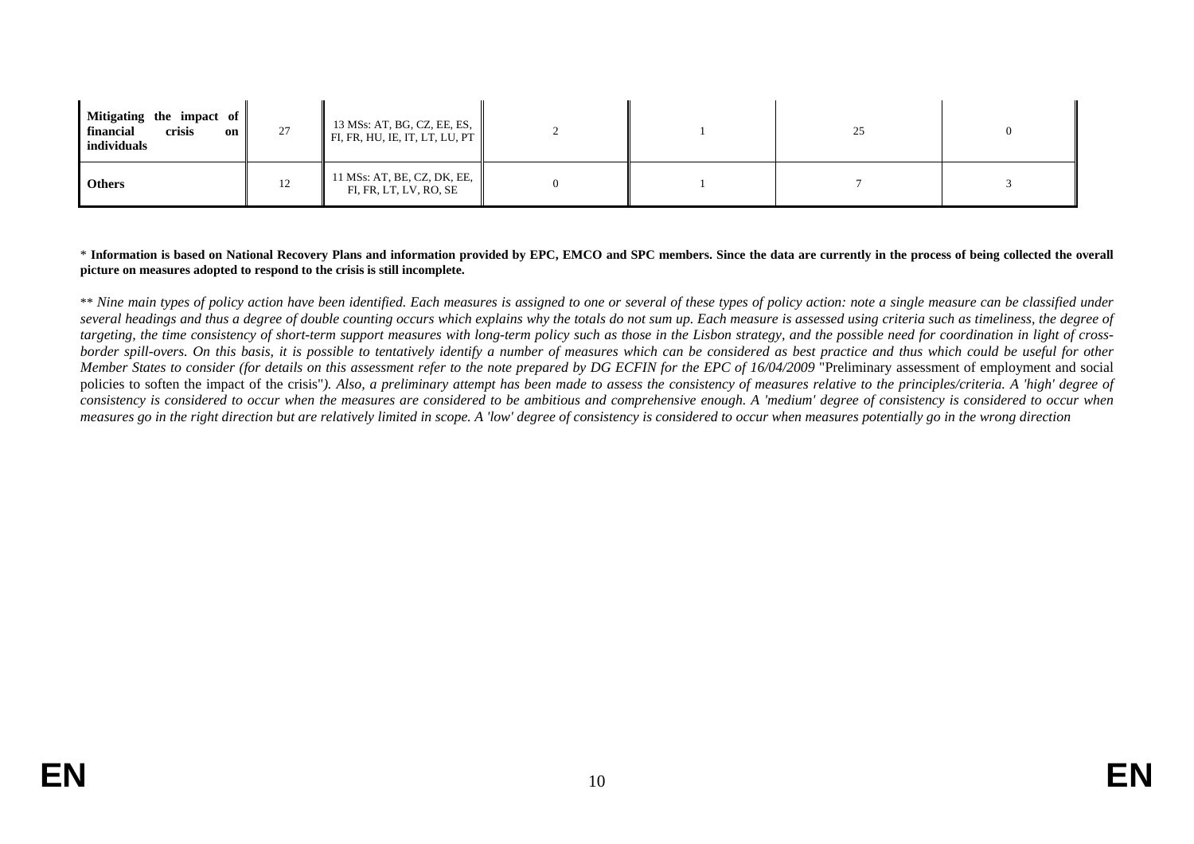| | | | | | | |
|---|---|---|---|---|---|---|
| **Mitigating the impact of financial crisis on individuals** | 27 | 13 MSs: AT, BG, CZ, EE, ES, FI, FR, HU, IE, IT, LT, LU, PT | 2 | 1 | 25 | 0 |
| **Others** | 12 | 11 MSs: AT, BE, CZ, DK, EE, FI, FR, LT, LV, RO, SE | 0 | 1 | 7 | 3 |

\* **Information is based on National Recovery Plans and information provided by EPC, EMCO and SPC members. Since the data are currently in the process of being collected the overall picture on measures adopted to respond to the crisis is still incomplete.**

\*\* *Nine main types of policy action have been identified. Each measures is assigned to one or several of these types of policy action: note a single measure can be classified under several headings and thus a degree of double counting occurs which explains why the totals do not sum up. Each measure is assessed using criteria such as timeliness, the degree of targeting, the time consistency of short-term support measures with long-term policy such as those in the Lisbon strategy, and the possible need for coordination in light of cross-border spill-overs. On this basis, it is possible to tentatively identify a number of measures which can be considered as best practice and thus which could be useful for other Member States to consider (for details on this assessment refer to the note prepared by DG ECFIN for the EPC of 16/04/2009* "Preliminary assessment of employment and social policies to soften the impact of the crisis"*). Also, a preliminary attempt has been made to assess the consistency of measures relative to the principles/criteria. A 'high' degree of consistency is considered to occur when the measures are considered to be ambitious and comprehensive enough. A 'medium' degree of consistency is considered to occur when measures go in the right direction but are relatively limited in scope. A 'low' degree of consistency is considered to occur when measures potentially go in the wrong direction*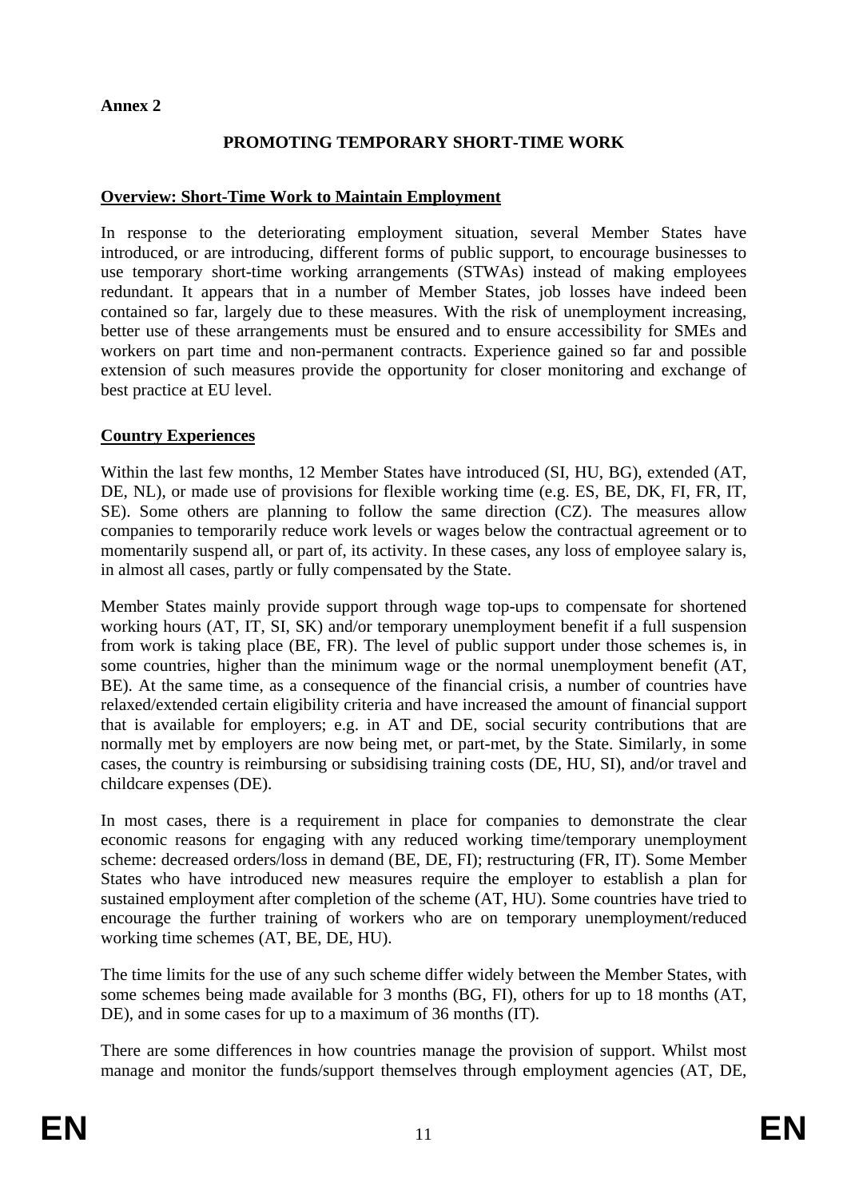**Annex 2**

## PROMOTING TEMPORARY SHORT-TIME WORK

### Overview: Short-Time Work to Maintain Employment

In response to the deteriorating employment situation, several Member States have introduced, or are introducing, different forms of public support, to encourage businesses to use temporary short-time working arrangements (STWAs) instead of making employees redundant. It appears that in a number of Member States, job losses have indeed been contained so far, largely due to these measures. With the risk of unemployment increasing, better use of these arrangements must be ensured and to ensure accessibility for SMEs and workers on part time and non-permanent contracts. Experience gained so far and possible extension of such measures provide the opportunity for closer monitoring and exchange of best practice at EU level.

### Country Experiences

Within the last few months, 12 Member States have introduced (SI, HU, BG), extended (AT, DE, NL), or made use of provisions for flexible working time (e.g. ES, BE, DK, FI, FR, IT, SE). Some others are planning to follow the same direction (CZ). The measures allow companies to temporarily reduce work levels or wages below the contractual agreement or to momentarily suspend all, or part of, its activity. In these cases, any loss of employee salary is, in almost all cases, partly or fully compensated by the State.

Member States mainly provide support through wage top-ups to compensate for shortened working hours (AT, IT, SI, SK) and/or temporary unemployment benefit if a full suspension from work is taking place (BE, FR). The level of public support under those schemes is, in some countries, higher than the minimum wage or the normal unemployment benefit (AT, BE). At the same time, as a consequence of the financial crisis, a number of countries have relaxed/extended certain eligibility criteria and have increased the amount of financial support that is available for employers; e.g. in AT and DE, social security contributions that are normally met by employers are now being met, or part-met, by the State. Similarly, in some cases, the country is reimbursing or subsidising training costs (DE, HU, SI), and/or travel and childcare expenses (DE).

In most cases, there is a requirement in place for companies to demonstrate the clear economic reasons for engaging with any reduced working time/temporary unemployment scheme: decreased orders/loss in demand (BE, DE, FI); restructuring (FR, IT). Some Member States who have introduced new measures require the employer to establish a plan for sustained employment after completion of the scheme (AT, HU). Some countries have tried to encourage the further training of workers who are on temporary unemployment/reduced working time schemes (AT, BE, DE, HU).

The time limits for the use of any such scheme differ widely between the Member States, with some schemes being made available for 3 months (BG, FI), others for up to 18 months (AT, DE), and in some cases for up to a maximum of 36 months (IT).

There are some differences in how countries manage the provision of support. Whilst most manage and monitor the funds/support themselves through employment agencies (AT, DE,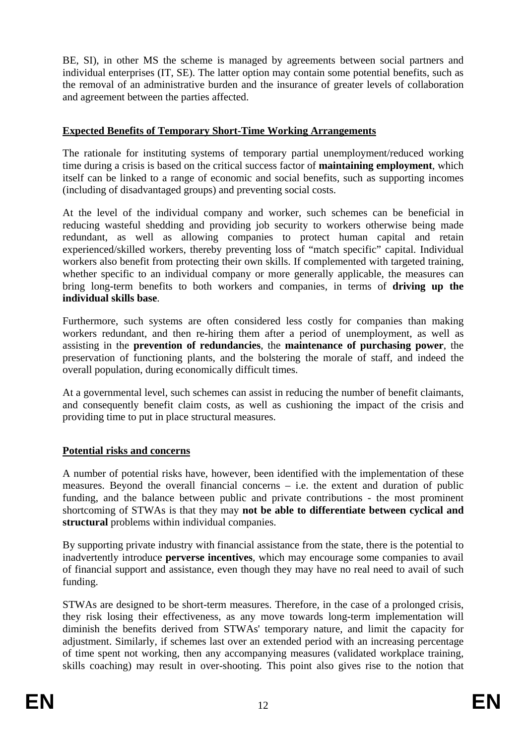BE, SI), in other MS the scheme is managed by agreements between social partners and individual enterprises (IT, SE). The latter option may contain some potential benefits, such as the removal of an administrative burden and the insurance of greater levels of collaboration and agreement between the parties affected.

## Expected Benefits of Temporary Short-Time Working Arrangements

The rationale for instituting systems of temporary partial unemployment/reduced working time during a crisis is based on the critical success factor of **maintaining employment**, which itself can be linked to a range of economic and social benefits, such as supporting incomes (including of disadvantaged groups) and preventing social costs.

At the level of the individual company and worker, such schemes can be beneficial in reducing wasteful shedding and providing job security to workers otherwise being made redundant, as well as allowing companies to protect human capital and retain experienced/skilled workers, thereby preventing loss of "match specific" capital. Individual workers also benefit from protecting their own skills. If complemented with targeted training, whether specific to an individual company or more generally applicable, the measures can bring long-term benefits to both workers and companies, in terms of **driving up the individual skills base**.

Furthermore, such systems are often considered less costly for companies than making workers redundant, and then re-hiring them after a period of unemployment, as well as assisting in the **prevention of redundancies**, the **maintenance of purchasing power**, the preservation of functioning plants, and the bolstering the morale of staff, and indeed the overall population, during economically difficult times.

At a governmental level, such schemes can assist in reducing the number of benefit claimants, and consequently benefit claim costs, as well as cushioning the impact of the crisis and providing time to put in place structural measures.

## Potential risks and concerns

A number of potential risks have, however, been identified with the implementation of these measures. Beyond the overall financial concerns – i.e. the extent and duration of public funding, and the balance between public and private contributions - the most prominent shortcoming of STWAs is that they may **not be able to differentiate between cyclical and structural** problems within individual companies.

By supporting private industry with financial assistance from the state, there is the potential to inadvertently introduce **perverse incentives**, which may encourage some companies to avail of financial support and assistance, even though they may have no real need to avail of such funding.

STWAs are designed to be short-term measures. Therefore, in the case of a prolonged crisis, they risk losing their effectiveness, as any move towards long-term implementation will diminish the benefits derived from STWAs' temporary nature, and limit the capacity for adjustment. Similarly, if schemes last over an extended period with an increasing percentage of time spent not working, then any accompanying measures (validated workplace training, skills coaching) may result in over-shooting. This point also gives rise to the notion that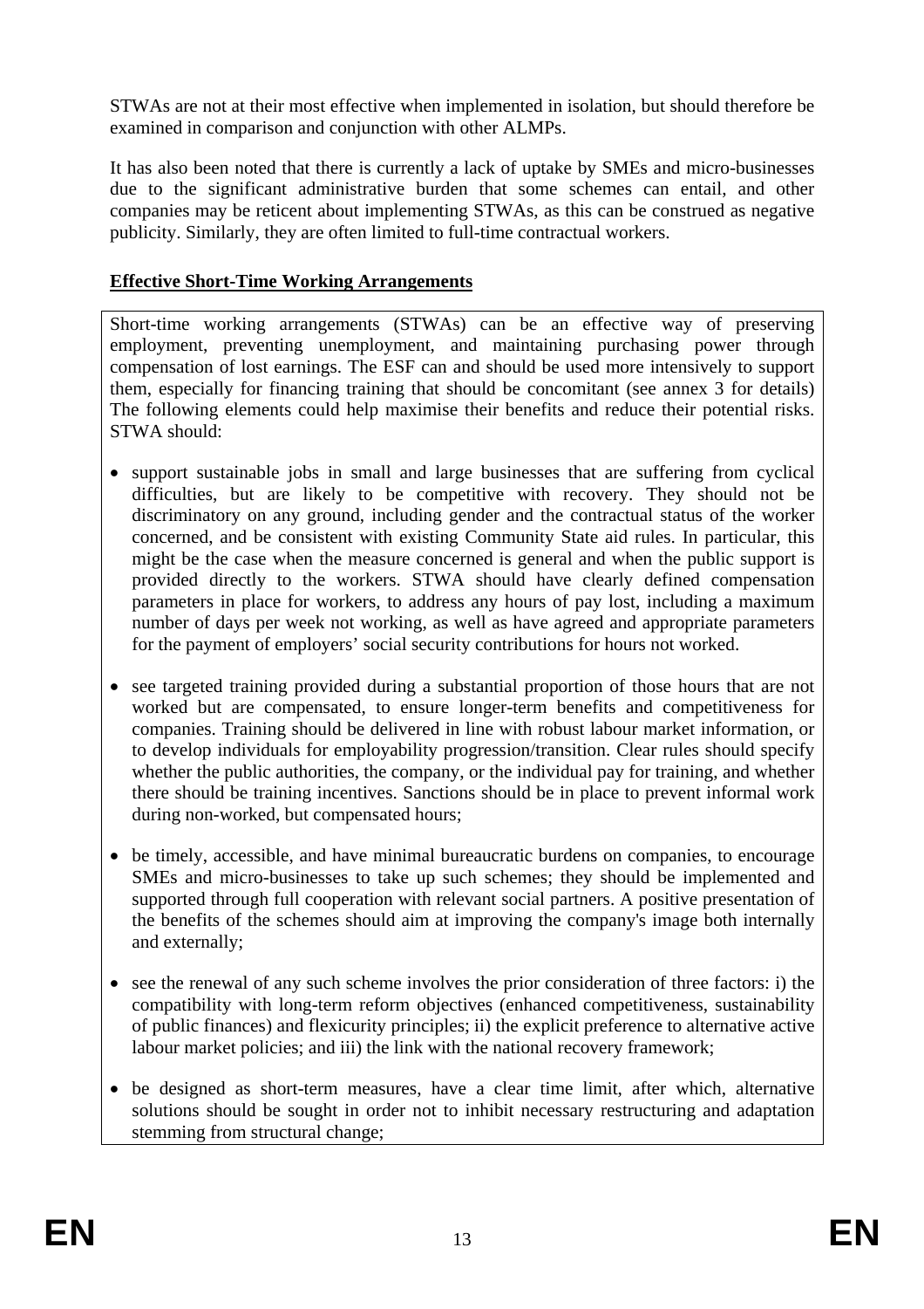STWAs are not at their most effective when implemented in isolation, but should therefore be examined in comparison and conjunction with other ALMPs.

It has also been noted that there is currently a lack of uptake by SMEs and micro-businesses due to the significant administrative burden that some schemes can entail, and other companies may be reticent about implementing STWAs, as this can be construed as negative publicity. Similarly, they are often limited to full-time contractual workers.

**Effective Short-Time Working Arrangements**

Short-time working arrangements (STWAs) can be an effective way of preserving employment, preventing unemployment, and maintaining purchasing power through compensation of lost earnings. The ESF can and should be used more intensively to support them, especially for financing training that should be concomitant (see annex 3 for details) The following elements could help maximise their benefits and reduce their potential risks. STWA should:

- support sustainable jobs in small and large businesses that are suffering from cyclical difficulties, but are likely to be competitive with recovery. They should not be discriminatory on any ground, including gender and the contractual status of the worker concerned, and be consistent with existing Community State aid rules. In particular, this might be the case when the measure concerned is general and when the public support is provided directly to the workers. STWA should have clearly defined compensation parameters in place for workers, to address any hours of pay lost, including a maximum number of days per week not working, as well as have agreed and appropriate parameters for the payment of employers' social security contributions for hours not worked.
- see targeted training provided during a substantial proportion of those hours that are not worked but are compensated, to ensure longer-term benefits and competitiveness for companies. Training should be delivered in line with robust labour market information, or to develop individuals for employability progression/transition. Clear rules should specify whether the public authorities, the company, or the individual pay for training, and whether there should be training incentives. Sanctions should be in place to prevent informal work during non-worked, but compensated hours;
- be timely, accessible, and have minimal bureaucratic burdens on companies, to encourage SMEs and micro-businesses to take up such schemes; they should be implemented and supported through full cooperation with relevant social partners. A positive presentation of the benefits of the schemes should aim at improving the company's image both internally and externally;
- see the renewal of any such scheme involves the prior consideration of three factors: i) the compatibility with long-term reform objectives (enhanced competitiveness, sustainability of public finances) and flexicurity principles; ii) the explicit preference to alternative active labour market policies; and iii) the link with the national recovery framework;
- be designed as short-term measures, have a clear time limit, after which, alternative solutions should be sought in order not to inhibit necessary restructuring and adaptation stemming from structural change;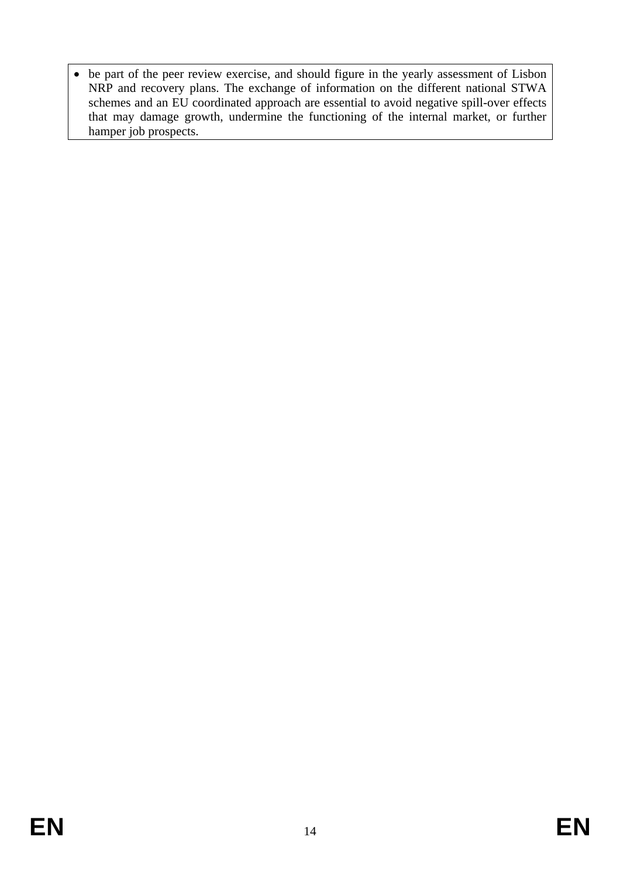- be part of the peer review exercise, and should figure in the yearly assessment of Lisbon NRP and recovery plans. The exchange of information on the different national STWA schemes and an EU coordinated approach are essential to avoid negative spill-over effects that may damage growth, undermine the functioning of the internal market, or further hamper job prospects.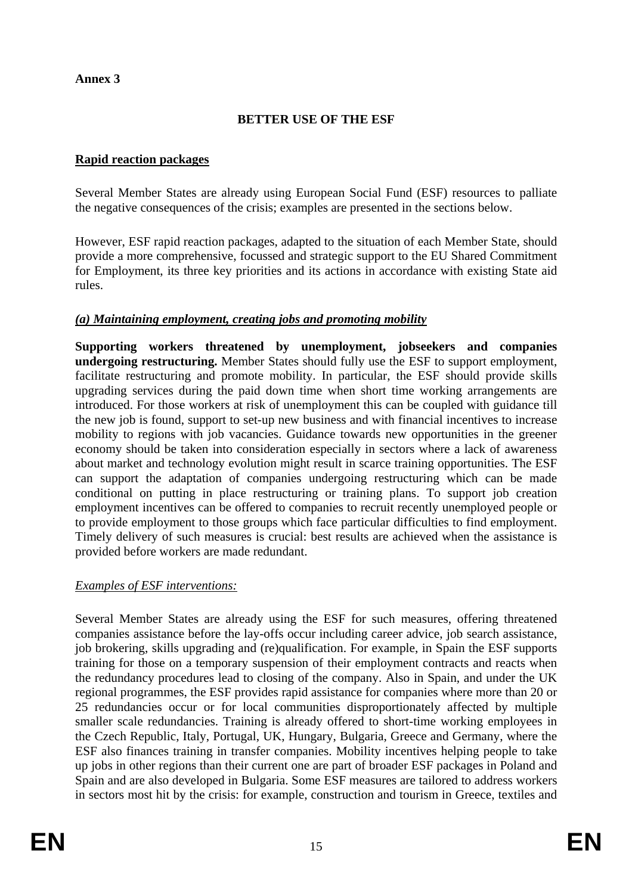**Annex 3**

## BETTER USE OF THE ESF

### Rapid reaction packages

Several Member States are already using European Social Fund (ESF) resources to palliate the negative consequences of the crisis; examples are presented in the sections below.

However, ESF rapid reaction packages, adapted to the situation of each Member State, should provide a more comprehensive, focussed and strategic support to the EU Shared Commitment for Employment, its three key priorities and its actions in accordance with existing State aid rules.

### *(a) Maintaining employment, creating jobs and promoting mobility*

**Supporting workers threatened by unemployment, jobseekers and companies undergoing restructuring.** Member States should fully use the ESF to support employment, facilitate restructuring and promote mobility. In particular, the ESF should provide skills upgrading services during the paid down time when short time working arrangements are introduced. For those workers at risk of unemployment this can be coupled with guidance till the new job is found, support to set-up new business and with financial incentives to increase mobility to regions with job vacancies. Guidance towards new opportunities in the greener economy should be taken into consideration especially in sectors where a lack of awareness about market and technology evolution might result in scarce training opportunities. The ESF can support the adaptation of companies undergoing restructuring which can be made conditional on putting in place restructuring or training plans. To support job creation employment incentives can be offered to companies to recruit recently unemployed people or to provide employment to those groups which face particular difficulties to find employment. Timely delivery of such measures is crucial: best results are achieved when the assistance is provided before workers are made redundant.

*Examples of ESF interventions:*

Several Member States are already using the ESF for such measures, offering threatened companies assistance before the lay-offs occur including career advice, job search assistance, job brokering, skills upgrading and (re)qualification. For example, in Spain the ESF supports training for those on a temporary suspension of their employment contracts and reacts when the redundancy procedures lead to closing of the company. Also in Spain, and under the UK regional programmes, the ESF provides rapid assistance for companies where more than 20 or 25 redundancies occur or for local communities disproportionately affected by multiple smaller scale redundancies. Training is already offered to short-time working employees in the Czech Republic, Italy, Portugal, UK, Hungary, Bulgaria, Greece and Germany, where the ESF also finances training in transfer companies. Mobility incentives helping people to take up jobs in other regions than their current one are part of broader ESF packages in Poland and Spain and are also developed in Bulgaria. Some ESF measures are tailored to address workers in sectors most hit by the crisis: for example, construction and tourism in Greece, textiles and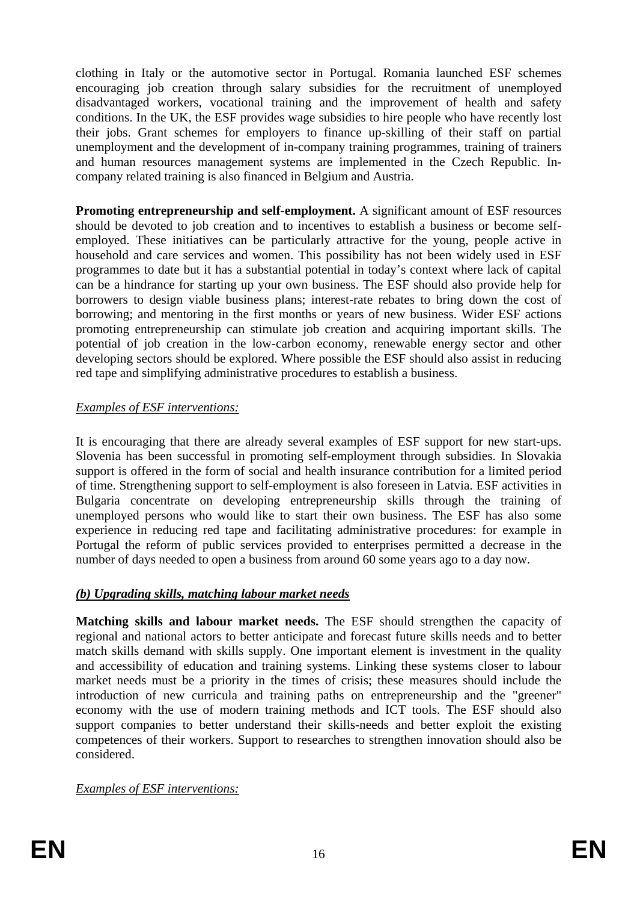clothing in Italy or the automotive sector in Portugal. Romania launched ESF schemes encouraging job creation through salary subsidies for the recruitment of unemployed disadvantaged workers, vocational training and the improvement of health and safety conditions. In the UK, the ESF provides wage subsidies to hire people who have recently lost their jobs. Grant schemes for employers to finance up-skilling of their staff on partial unemployment and the development of in-company training programmes, training of trainers and human resources management systems are implemented in the Czech Republic. In-company related training is also financed in Belgium and Austria.

**Promoting entrepreneurship and self-employment.** A significant amount of ESF resources should be devoted to job creation and to incentives to establish a business or become self-employed. These initiatives can be particularly attractive for the young, people active in household and care services and women. This possibility has not been widely used in ESF programmes to date but it has a substantial potential in today's context where lack of capital can be a hindrance for starting up your own business. The ESF should also provide help for borrowers to design viable business plans; interest-rate rebates to bring down the cost of borrowing; and mentoring in the first months or years of new business. Wider ESF actions promoting entrepreneurship can stimulate job creation and acquiring important skills. The potential of job creation in the low-carbon economy, renewable energy sector and other developing sectors should be explored. Where possible the ESF should also assist in reducing red tape and simplifying administrative procedures to establish a business.

*Examples of ESF interventions:*

It is encouraging that there are already several examples of ESF support for new start-ups. Slovenia has been successful in promoting self-employment through subsidies. In Slovakia support is offered in the form of social and health insurance contribution for a limited period of time. Strengthening support to self-employment is also foreseen in Latvia. ESF activities in Bulgaria concentrate on developing entrepreneurship skills through the training of unemployed persons who would like to start their own business. The ESF has also some experience in reducing red tape and facilitating administrative procedures: for example in Portugal the reform of public services provided to enterprises permitted a decrease in the number of days needed to open a business from around 60 some years ago to a day now.

### *(b) Upgrading skills, matching labour market needs*

**Matching skills and labour market needs.** The ESF should strengthen the capacity of regional and national actors to better anticipate and forecast future skills needs and to better match skills demand with skills supply. One important element is investment in the quality and accessibility of education and training systems. Linking these systems closer to labour market needs must be a priority in the times of crisis; these measures should include the introduction of new curricula and training paths on entrepreneurship and the "greener" economy with the use of modern training methods and ICT tools. The ESF should also support companies to better understand their skills-needs and better exploit the existing competences of their workers. Support to researches to strengthen innovation should also be considered.

*Examples of ESF interventions:*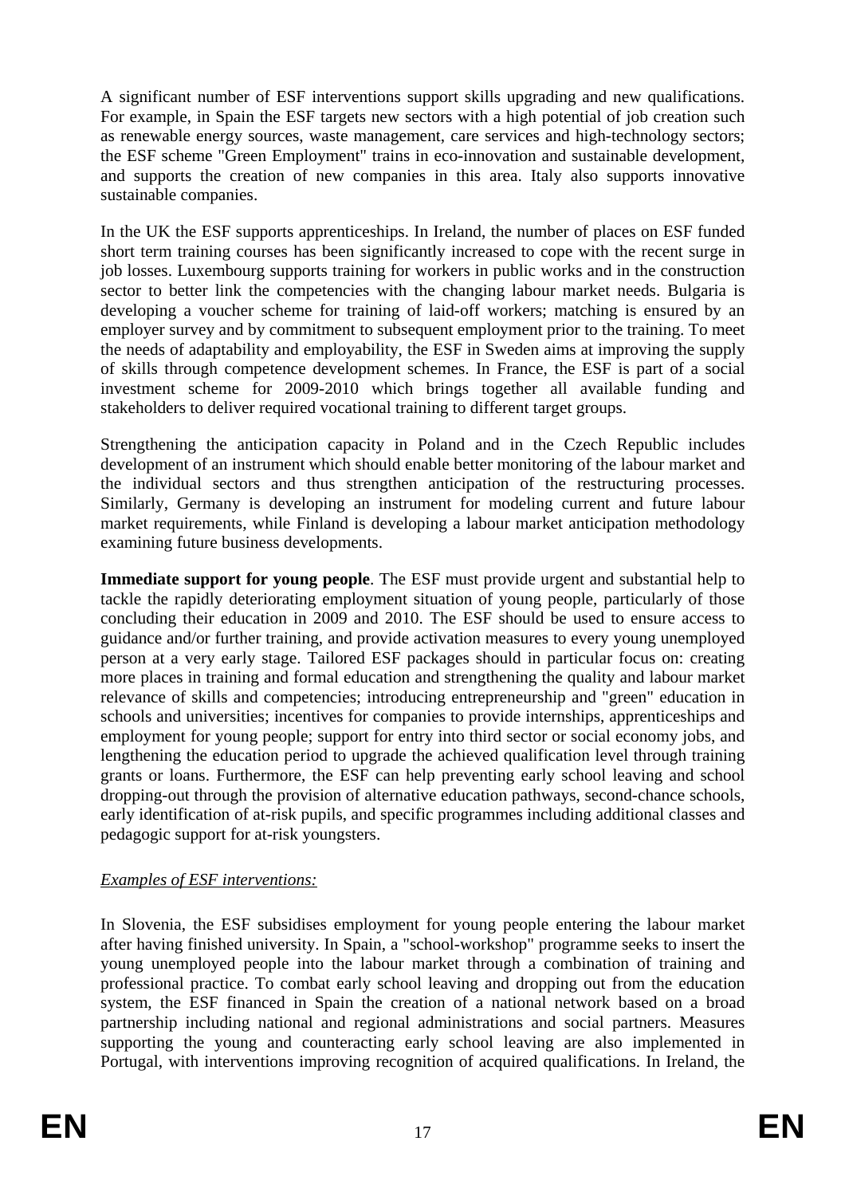A significant number of ESF interventions support skills upgrading and new qualifications. For example, in Spain the ESF targets new sectors with a high potential of job creation such as renewable energy sources, waste management, care services and high-technology sectors; the ESF scheme "Green Employment" trains in eco-innovation and sustainable development, and supports the creation of new companies in this area. Italy also supports innovative sustainable companies.

In the UK the ESF supports apprenticeships. In Ireland, the number of places on ESF funded short term training courses has been significantly increased to cope with the recent surge in job losses. Luxembourg supports training for workers in public works and in the construction sector to better link the competencies with the changing labour market needs. Bulgaria is developing a voucher scheme for training of laid-off workers; matching is ensured by an employer survey and by commitment to subsequent employment prior to the training. To meet the needs of adaptability and employability, the ESF in Sweden aims at improving the supply of skills through competence development schemes. In France, the ESF is part of a social investment scheme for 2009-2010 which brings together all available funding and stakeholders to deliver required vocational training to different target groups.

Strengthening the anticipation capacity in Poland and in the Czech Republic includes development of an instrument which should enable better monitoring of the labour market and the individual sectors and thus strengthen anticipation of the restructuring processes. Similarly, Germany is developing an instrument for modeling current and future labour market requirements, while Finland is developing a labour market anticipation methodology examining future business developments.

**Immediate support for young people**. The ESF must provide urgent and substantial help to tackle the rapidly deteriorating employment situation of young people, particularly of those concluding their education in 2009 and 2010. The ESF should be used to ensure access to guidance and/or further training, and provide activation measures to every young unemployed person at a very early stage. Tailored ESF packages should in particular focus on: creating more places in training and formal education and strengthening the quality and labour market relevance of skills and competencies; introducing entrepreneurship and "green" education in schools and universities; incentives for companies to provide internships, apprenticeships and employment for young people; support for entry into third sector or social economy jobs, and lengthening the education period to upgrade the achieved qualification level through training grants or loans. Furthermore, the ESF can help preventing early school leaving and school dropping-out through the provision of alternative education pathways, second-chance schools, early identification of at-risk pupils, and specific programmes including additional classes and pedagogic support for at-risk youngsters.

*Examples of ESF interventions:*

In Slovenia, the ESF subsidises employment for young people entering the labour market after having finished university. In Spain, a "school-workshop" programme seeks to insert the young unemployed people into the labour market through a combination of training and professional practice. To combat early school leaving and dropping out from the education system, the ESF financed in Spain the creation of a national network based on a broad partnership including national and regional administrations and social partners. Measures supporting the young and counteracting early school leaving are also implemented in Portugal, with interventions improving recognition of acquired qualifications. In Ireland, the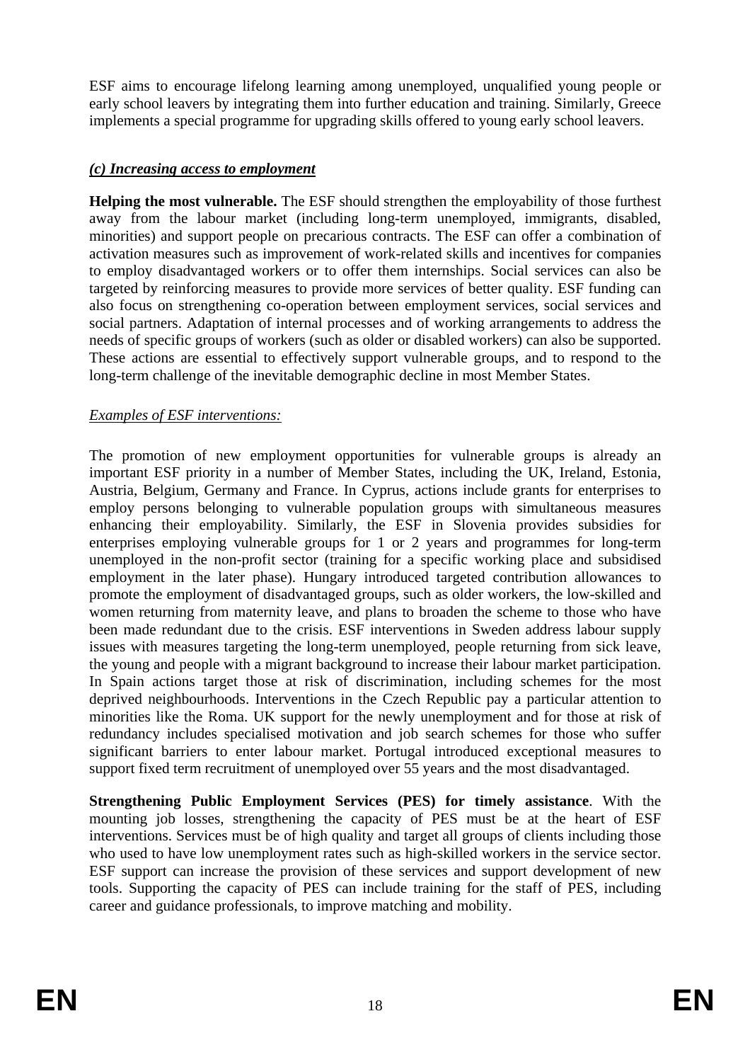ESF aims to encourage lifelong learning among unemployed, unqualified young people or early school leavers by integrating them into further education and training. Similarly, Greece implements a special programme for upgrading skills offered to young early school leavers.

### ***(c) Increasing access to employment***

**Helping the most vulnerable.** The ESF should strengthen the employability of those furthest away from the labour market (including long-term unemployed, immigrants, disabled, minorities) and support people on precarious contracts. The ESF can offer a combination of activation measures such as improvement of work-related skills and incentives for companies to employ disadvantaged workers or to offer them internships. Social services can also be targeted by reinforcing measures to provide more services of better quality. ESF funding can also focus on strengthening co-operation between employment services, social services and social partners. Adaptation of internal processes and of working arrangements to address the needs of specific groups of workers (such as older or disabled workers) can also be supported. These actions are essential to effectively support vulnerable groups, and to respond to the long-term challenge of the inevitable demographic decline in most Member States.

*Examples of ESF interventions:*

The promotion of new employment opportunities for vulnerable groups is already an important ESF priority in a number of Member States, including the UK, Ireland, Estonia, Austria, Belgium, Germany and France. In Cyprus, actions include grants for enterprises to employ persons belonging to vulnerable population groups with simultaneous measures enhancing their employability. Similarly, the ESF in Slovenia provides subsidies for enterprises employing vulnerable groups for 1 or 2 years and programmes for long-term unemployed in the non-profit sector (training for a specific working place and subsidised employment in the later phase). Hungary introduced targeted contribution allowances to promote the employment of disadvantaged groups, such as older workers, the low-skilled and women returning from maternity leave, and plans to broaden the scheme to those who have been made redundant due to the crisis. ESF interventions in Sweden address labour supply issues with measures targeting the long-term unemployed, people returning from sick leave, the young and people with a migrant background to increase their labour market participation. In Spain actions target those at risk of discrimination, including schemes for the most deprived neighbourhoods. Interventions in the Czech Republic pay a particular attention to minorities like the Roma. UK support for the newly unemployment and for those at risk of redundancy includes specialised motivation and job search schemes for those who suffer significant barriers to enter labour market. Portugal introduced exceptional measures to support fixed term recruitment of unemployed over 55 years and the most disadvantaged.

**Strengthening Public Employment Services (PES) for timely assistance**. With the mounting job losses, strengthening the capacity of PES must be at the heart of ESF interventions. Services must be of high quality and target all groups of clients including those who used to have low unemployment rates such as high-skilled workers in the service sector. ESF support can increase the provision of these services and support development of new tools. Supporting the capacity of PES can include training for the staff of PES, including career and guidance professionals, to improve matching and mobility.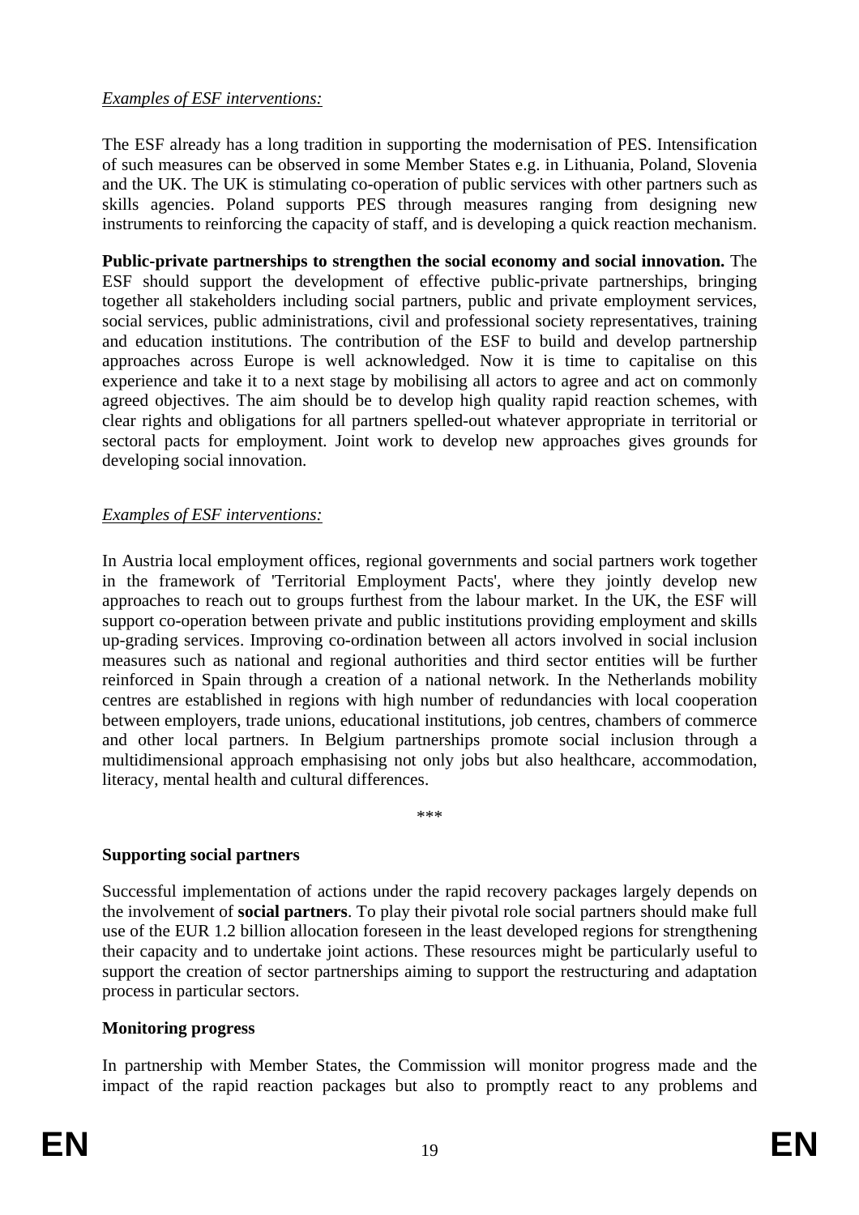*Examples of ESF interventions:*

The ESF already has a long tradition in supporting the modernisation of PES. Intensification of such measures can be observed in some Member States e.g. in Lithuania, Poland, Slovenia and the UK. The UK is stimulating co-operation of public services with other partners such as skills agencies. Poland supports PES through measures ranging from designing new instruments to reinforcing the capacity of staff, and is developing a quick reaction mechanism.

**Public-private partnerships to strengthen the social economy and social innovation.** The ESF should support the development of effective public-private partnerships, bringing together all stakeholders including social partners, public and private employment services, social services, public administrations, civil and professional society representatives, training and education institutions. The contribution of the ESF to build and develop partnership approaches across Europe is well acknowledged. Now it is time to capitalise on this experience and take it to a next stage by mobilising all actors to agree and act on commonly agreed objectives. The aim should be to develop high quality rapid reaction schemes, with clear rights and obligations for all partners spelled-out whatever appropriate in territorial or sectoral pacts for employment. Joint work to develop new approaches gives grounds for developing social innovation.

*Examples of ESF interventions:*

In Austria local employment offices, regional governments and social partners work together in the framework of 'Territorial Employment Pacts', where they jointly develop new approaches to reach out to groups furthest from the labour market. In the UK, the ESF will support co-operation between private and public institutions providing employment and skills up-grading services. Improving co-ordination between all actors involved in social inclusion measures such as national and regional authorities and third sector entities will be further reinforced in Spain through a creation of a national network. In the Netherlands mobility centres are established in regions with high number of redundancies with local cooperation between employers, trade unions, educational institutions, job centres, chambers of commerce and other local partners. In Belgium partnerships promote social inclusion through a multidimensional approach emphasising not only jobs but also healthcare, accommodation, literacy, mental health and cultural differences.

***

**Supporting social partners**

Successful implementation of actions under the rapid recovery packages largely depends on the involvement of **social partners**. To play their pivotal role social partners should make full use of the EUR 1.2 billion allocation foreseen in the least developed regions for strengthening their capacity and to undertake joint actions. These resources might be particularly useful to support the creation of sector partnerships aiming to support the restructuring and adaptation process in particular sectors.

**Monitoring progress**

In partnership with Member States, the Commission will monitor progress made and the impact of the rapid reaction packages but also to promptly react to any problems and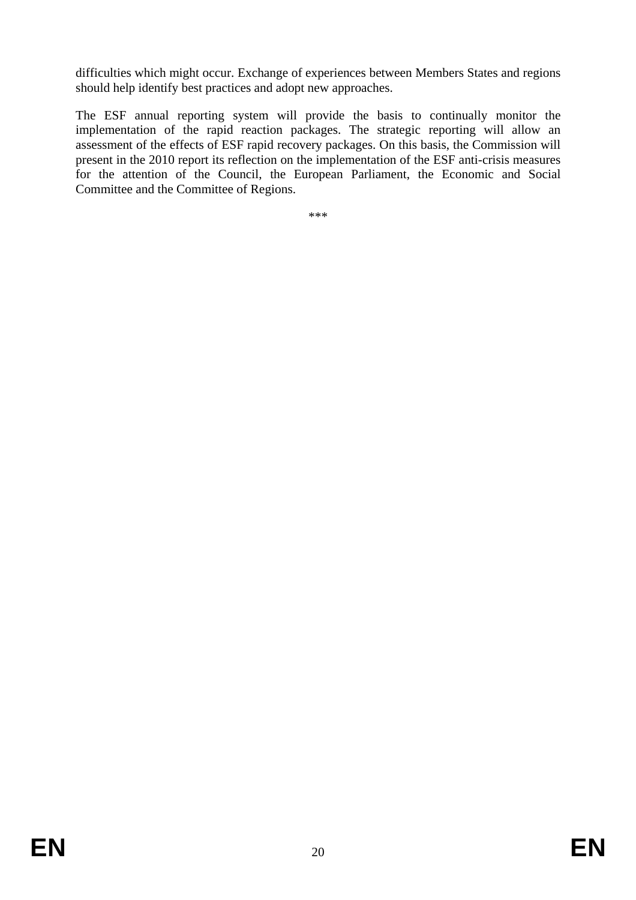difficulties which might occur. Exchange of experiences between Members States and regions should help identify best practices and adopt new approaches.

The ESF annual reporting system will provide the basis to continually monitor the implementation of the rapid reaction packages. The strategic reporting will allow an assessment of the effects of ESF rapid recovery packages. On this basis, the Commission will present in the 2010 report its reflection on the implementation of the ESF anti-crisis measures for the attention of the Council, the European Parliament, the Economic and Social Committee and the Committee of Regions.

***